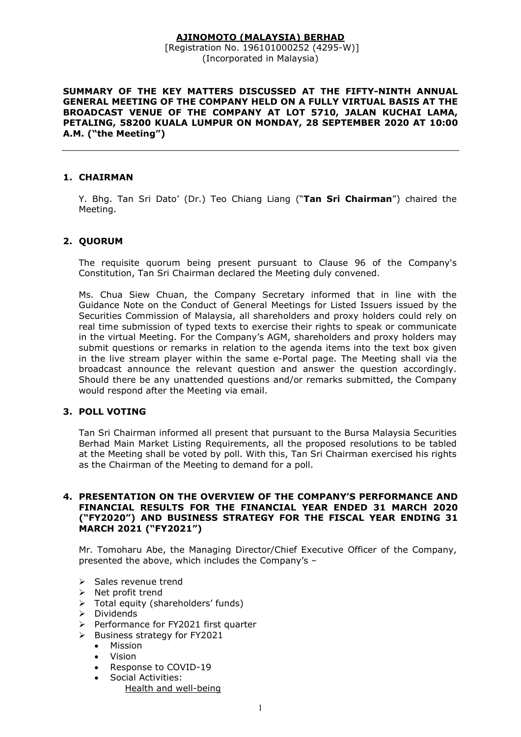**AJINOMOTO (MALAYSIA) BERHAD**
[Registration No. 196101000252 (4295-W)]
(Incorporated in Malaysia)

**SUMMARY OF THE KEY MATTERS DISCUSSED AT THE FIFTY-NINTH ANNUAL GENERAL MEETING OF THE COMPANY HELD ON A FULLY VIRTUAL BASIS AT THE BROADCAST VENUE OF THE COMPANY AT LOT 5710, JALAN KUCHAI LAMA, PETALING, 58200 KUALA LUMPUR ON MONDAY, 28 SEPTEMBER 2020 AT 10:00 A.M. ("the Meeting")**

---

## 1. CHAIRMAN

Y. Bhg. Tan Sri Dato' (Dr.) Teo Chiang Liang ("**Tan Sri Chairman**") chaired the Meeting.

## 2. QUORUM

The requisite quorum being present pursuant to Clause 96 of the Company's Constitution, Tan Sri Chairman declared the Meeting duly convened.

Ms. Chua Siew Chuan, the Company Secretary informed that in line with the Guidance Note on the Conduct of General Meetings for Listed Issuers issued by the Securities Commission of Malaysia, all shareholders and proxy holders could rely on real time submission of typed texts to exercise their rights to speak or communicate in the virtual Meeting. For the Company's AGM, shareholders and proxy holders may submit questions or remarks in relation to the agenda items into the text box given in the live stream player within the same e-Portal page. The Meeting shall via the broadcast announce the relevant question and answer the question accordingly. Should there be any unattended questions and/or remarks submitted, the Company would respond after the Meeting via email.

## 3. POLL VOTING

Tan Sri Chairman informed all present that pursuant to the Bursa Malaysia Securities Berhad Main Market Listing Requirements, all the proposed resolutions to be tabled at the Meeting shall be voted by poll. With this, Tan Sri Chairman exercised his rights as the Chairman of the Meeting to demand for a poll.

## 4. PRESENTATION ON THE OVERVIEW OF THE COMPANY'S PERFORMANCE AND FINANCIAL RESULTS FOR THE FINANCIAL YEAR ENDED 31 MARCH 2020 ("FY2020") AND BUSINESS STRATEGY FOR THE FISCAL YEAR ENDING 31 MARCH 2021 ("FY2021")

Mr. Tomoharu Abe, the Managing Director/Chief Executive Officer of the Company, presented the above, which includes the Company's –

- Sales revenue trend
- Net profit trend
- Total equity (shareholders' funds)
- Dividends
- Performance for FY2021 first quarter
- Business strategy for FY2021
  - Mission
  - Vision
  - Response to COVID-19
  - Social Activities:
    - Health and well-being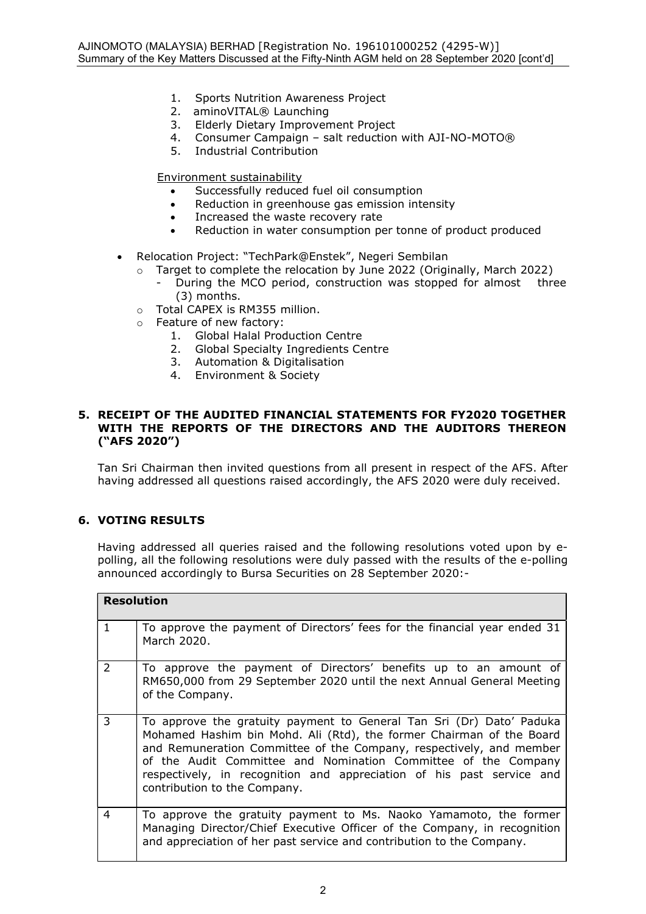1. Sports Nutrition Awareness Project
2. aminoVITAL® Launching
3. Elderly Dietary Improvement Project
4. Consumer Campaign – salt reduction with AJI-NO-MOTO®
5. Industrial Contribution

Environment sustainability

- Successfully reduced fuel oil consumption
- Reduction in greenhouse gas emission intensity
- Increased the waste recovery rate
- Reduction in water consumption per tonne of product produced

- Relocation Project: "TechPark@Enstek", Negeri Sembilan
  - Target to complete the relocation by June 2022 (Originally, March 2022)
    - During the MCO period, construction was stopped for almost three (3) months.
  - Total CAPEX is RM355 million.
  - Feature of new factory:
    1. Global Halal Production Centre
    2. Global Specialty Ingredients Centre
    3. Automation & Digitalisation
    4. Environment & Society

## 5. RECEIPT OF THE AUDITED FINANCIAL STATEMENTS FOR FY2020 TOGETHER WITH THE REPORTS OF THE DIRECTORS AND THE AUDITORS THEREON ("AFS 2020")

Tan Sri Chairman then invited questions from all present in respect of the AFS. After having addressed all questions raised accordingly, the AFS 2020 were duly received.

## 6. VOTING RESULTS

Having addressed all queries raised and the following resolutions voted upon by e-polling, all the following resolutions were duly passed with the results of the e-polling announced accordingly to Bursa Securities on 28 September 2020:-

| Resolution | |
|---|---|
| 1 | To approve the payment of Directors' fees for the financial year ended 31 March 2020. |
| 2 | To approve the payment of Directors' benefits up to an amount of RM650,000 from 29 September 2020 until the next Annual General Meeting of the Company. |
| 3 | To approve the gratuity payment to General Tan Sri (Dr) Dato' Paduka Mohamed Hashim bin Mohd. Ali (Rtd), the former Chairman of the Board and Remuneration Committee of the Company, respectively, and member of the Audit Committee and Nomination Committee of the Company respectively, in recognition and appreciation of his past service and contribution to the Company. |
| 4 | To approve the gratuity payment to Ms. Naoko Yamamoto, the former Managing Director/Chief Executive Officer of the Company, in recognition and appreciation of her past service and contribution to the Company. |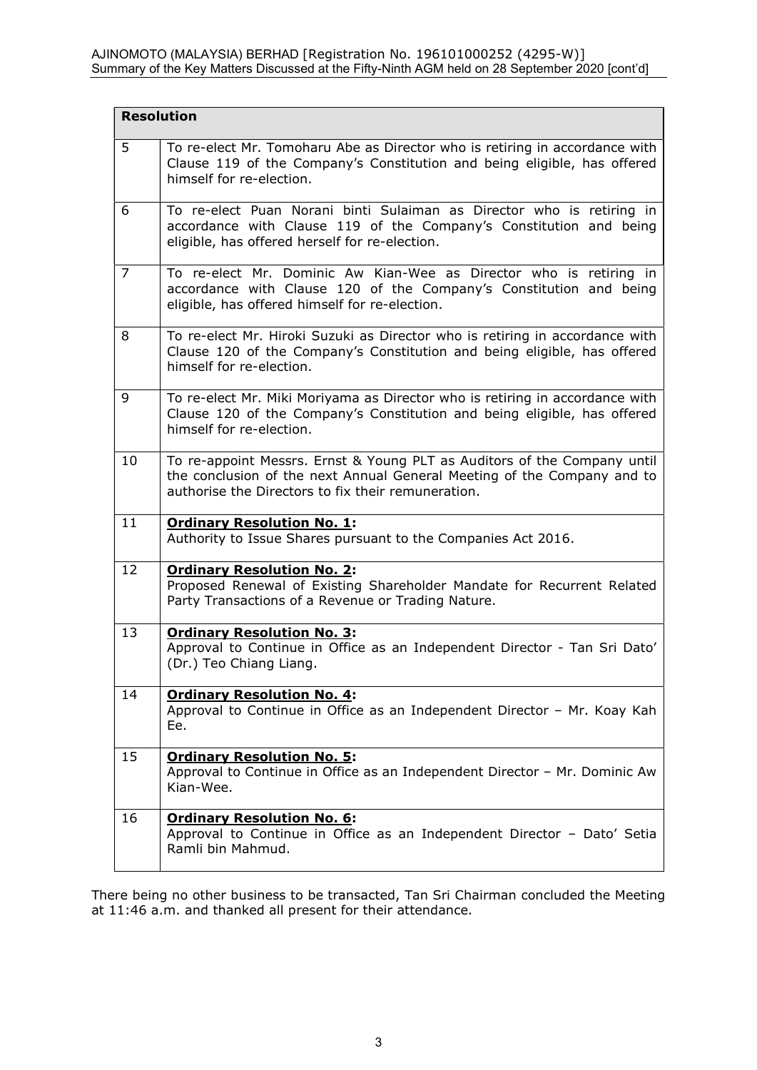| Resolution | |
|---|---|
| 5 | To re-elect Mr. Tomoharu Abe as Director who is retiring in accordance with Clause 119 of the Company's Constitution and being eligible, has offered himself for re-election. |
| 6 | To re-elect Puan Norani binti Sulaiman as Director who is retiring in accordance with Clause 119 of the Company's Constitution and being eligible, has offered herself for re-election. |
| 7 | To re-elect Mr. Dominic Aw Kian-Wee as Director who is retiring in accordance with Clause 120 of the Company's Constitution and being eligible, has offered himself for re-election. |
| 8 | To re-elect Mr. Hiroki Suzuki as Director who is retiring in accordance with Clause 120 of the Company's Constitution and being eligible, has offered himself for re-election. |
| 9 | To re-elect Mr. Miki Moriyama as Director who is retiring in accordance with Clause 120 of the Company's Constitution and being eligible, has offered himself for re-election. |
| 10 | To re-appoint Messrs. Ernst & Young PLT as Auditors of the Company until the conclusion of the next Annual General Meeting of the Company and to authorise the Directors to fix their remuneration. |
| 11 | **Ordinary Resolution No. 1:** Authority to Issue Shares pursuant to the Companies Act 2016. |
| 12 | **Ordinary Resolution No. 2:** Proposed Renewal of Existing Shareholder Mandate for Recurrent Related Party Transactions of a Revenue or Trading Nature. |
| 13 | **Ordinary Resolution No. 3:** Approval to Continue in Office as an Independent Director - Tan Sri Dato' (Dr.) Teo Chiang Liang. |
| 14 | **Ordinary Resolution No. 4:** Approval to Continue in Office as an Independent Director – Mr. Koay Kah Ee. |
| 15 | **Ordinary Resolution No. 5:** Approval to Continue in Office as an Independent Director – Mr. Dominic Aw Kian-Wee. |
| 16 | **Ordinary Resolution No. 6:** Approval to Continue in Office as an Independent Director – Dato' Setia Ramli bin Mahmud. |

There being no other business to be transacted, Tan Sri Chairman concluded the Meeting at 11:46 a.m. and thanked all present for their attendance.